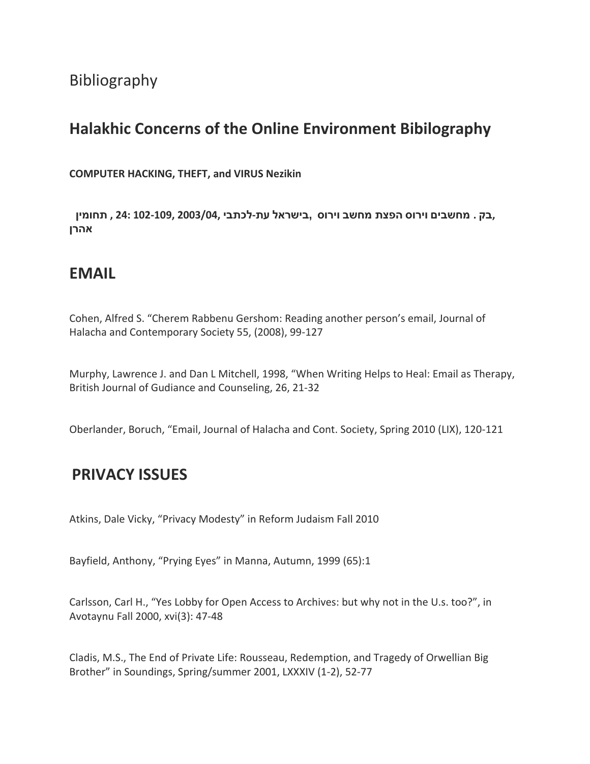Bibliography

## Halakhic Concerns of the Online Environment Bibilography

**COMPUTER HACKING, THEFT, and VIRUS Nezikin**

**בק . מחשבים וירוס הפצת מחשב וירוס ,בישראל עת-לכתבי ,2003/04, 102-109 :24 , תחומין, אהרן**

## EMAIL

Cohen, Alfred S. "Cherem Rabbenu Gershom: Reading another person's email, Journal of Halacha and Contemporary Society 55, (2008), 99-127

Murphy, Lawrence J. and Dan L Mitchell, 1998, "When Writing Helps to Heal: Email as Therapy, British Journal of Gudiance and Counseling, 26, 21-32

Oberlander, Boruch, "Email, Journal of Halacha and Cont. Society, Spring 2010 (LIX), 120-121

## PRIVACY ISSUES

Atkins, Dale Vicky, "Privacy Modesty" in Reform Judaism Fall 2010

Bayfield, Anthony, "Prying Eyes" in Manna, Autumn, 1999 (65):1

Carlsson, Carl H., "Yes Lobby for Open Access to Archives: but why not in the U.s. too?", in Avotaynu Fall 2000, xvi(3): 47-48

Cladis, M.S., The End of Private Life: Rousseau, Redemption, and Tragedy of Orwellian Big Brother" in Soundings, Spring/summer 2001, LXXXIV (1-2), 52-77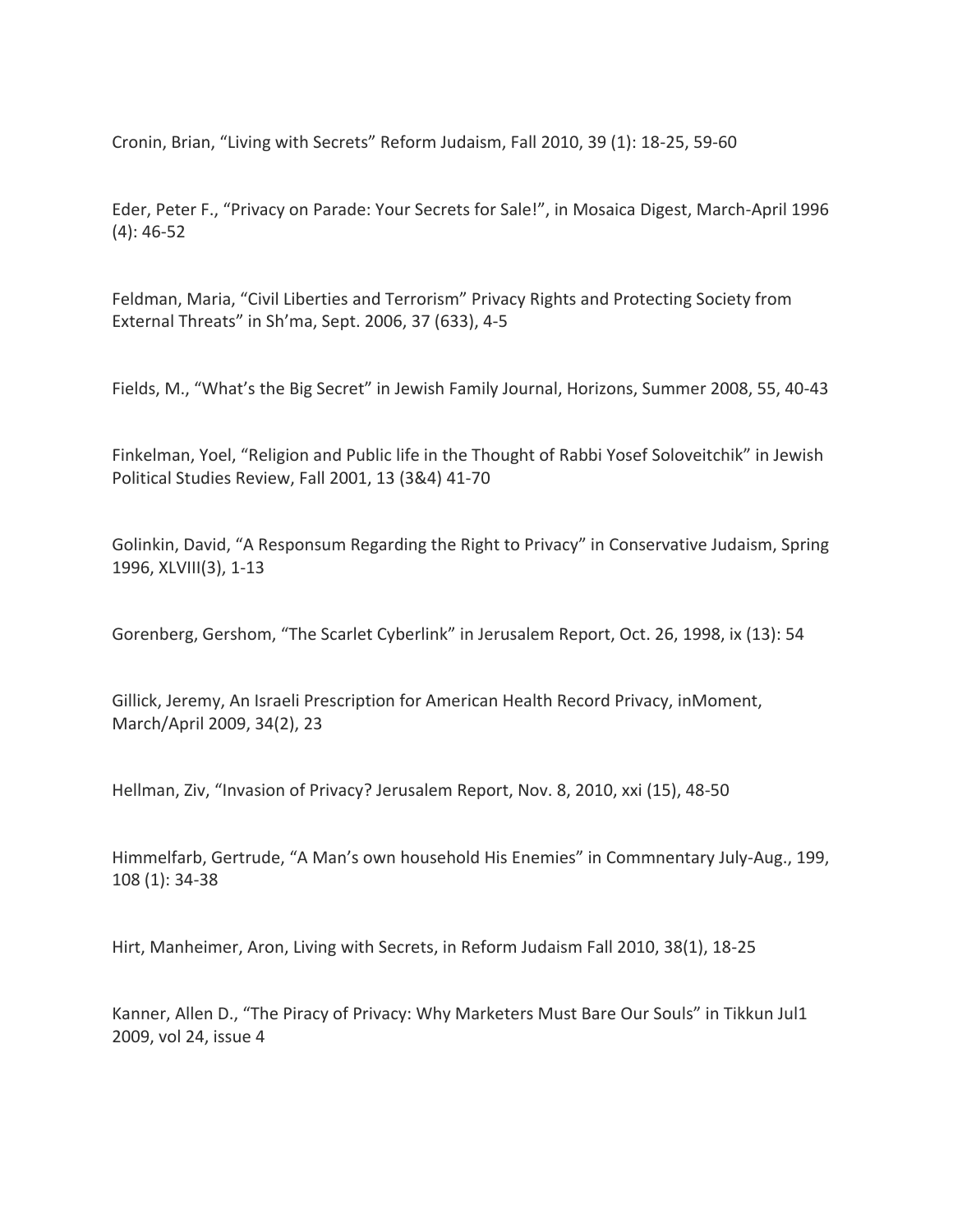Cronin, Brian, “Living with Secrets” Reform Judaism, Fall 2010, 39 (1): 18-25, 59-60

Eder, Peter F., “Privacy on Parade: Your Secrets for Sale!”, in Mosaica Digest, March-April 1996 (4): 46-52

Feldman, Maria, “Civil Liberties and Terrorism” Privacy Rights and Protecting Society from External Threats” in Sh’ma, Sept. 2006, 37 (633), 4-5

Fields, M., “What’s the Big Secret” in Jewish Family Journal, Horizons, Summer 2008, 55, 40-43

Finkelman, Yoel, “Religion and Public life in the Thought of Rabbi Yosef Soloveitchik” in Jewish Political Studies Review, Fall 2001, 13 (3&4) 41-70

Golinkin, David, “A Responsum Regarding the Right to Privacy” in Conservative Judaism, Spring 1996, XLVIII(3), 1-13

Gorenberg, Gershom, “The Scarlet Cyberlink” in Jerusalem Report, Oct. 26, 1998, ix (13): 54

Gillick, Jeremy, An Israeli Prescription for American Health Record Privacy, inMoment, March/April 2009, 34(2), 23

Hellman, Ziv, “Invasion of Privacy? Jerusalem Report, Nov. 8, 2010, xxi (15), 48-50

Himmelfarb, Gertrude, “A Man’s own household His Enemies” in Commnentary July-Aug., 199, 108 (1): 34-38

Hirt, Manheimer, Aron, Living with Secrets, in Reform Judaism Fall 2010, 38(1), 18-25

Kanner, Allen D., “The Piracy of Privacy: Why Marketers Must Bare Our Souls” in Tikkun Jul1 2009, vol 24, issue 4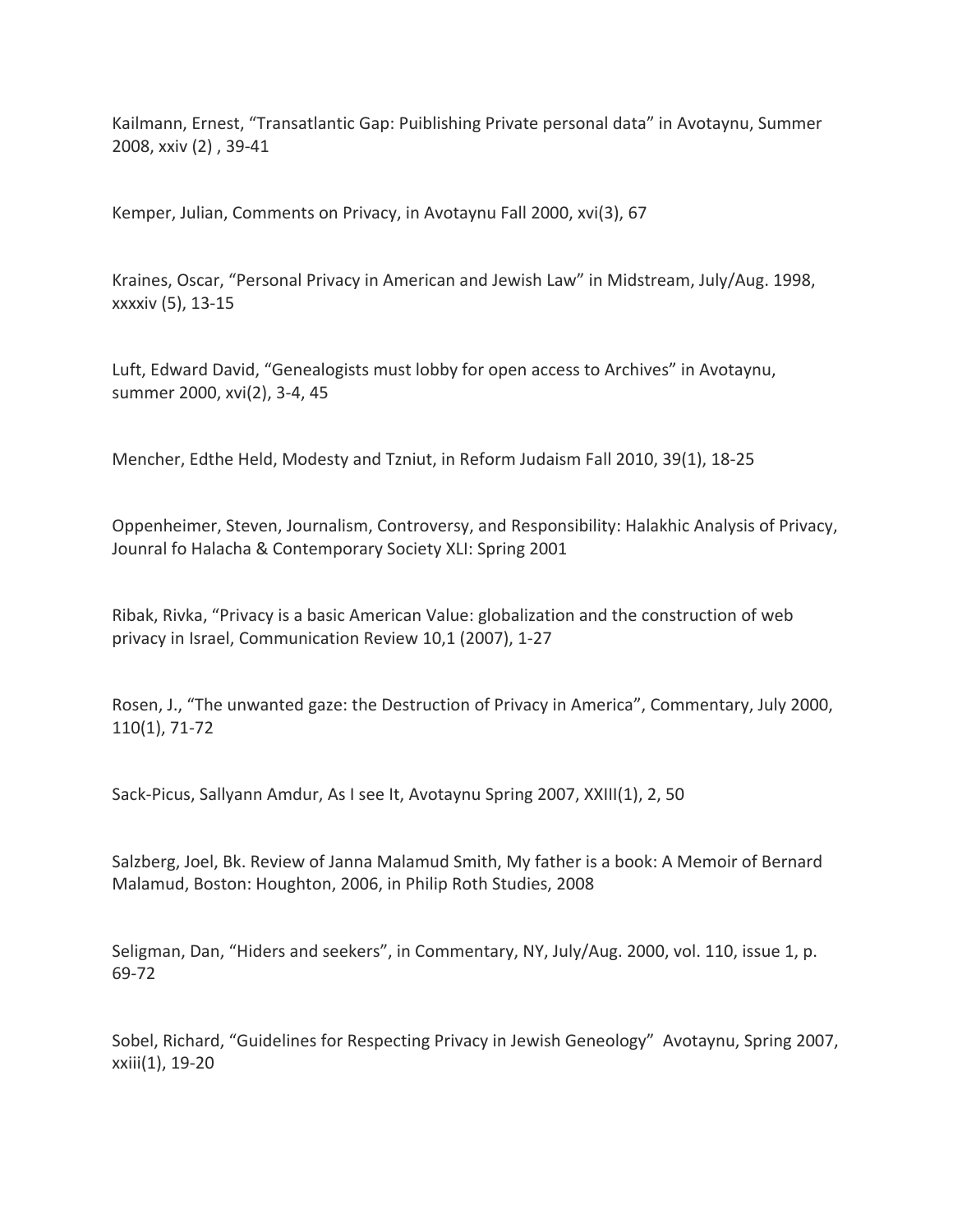Kailmann, Ernest, "Transatlantic Gap: Puiblishing Private personal data" in Avotaynu, Summer 2008, xxiv (2) , 39-41

Kemper, Julian, Comments on Privacy, in Avotaynu Fall 2000, xvi(3), 67

Kraines, Oscar, "Personal Privacy in American and Jewish Law" in Midstream, July/Aug. 1998, xxxxiv (5), 13-15

Luft, Edward David, "Genealogists must lobby for open access to Archives" in Avotaynu, summer 2000, xvi(2), 3-4, 45

Mencher, Edthe Held, Modesty and Tzniut, in Reform Judaism Fall 2010, 39(1), 18-25

Oppenheimer, Steven, Journalism, Controversy, and Responsibility: Halakhic Analysis of Privacy, Jounral fo Halacha & Contemporary Society XLI: Spring 2001

Ribak, Rivka, "Privacy is a basic American Value: globalization and the construction of web privacy in Israel, Communication Review 10,1 (2007), 1-27

Rosen, J., "The unwanted gaze: the Destruction of Privacy in America", Commentary, July 2000, 110(1), 71-72

Sack-Picus, Sallyann Amdur, As I see It, Avotaynu Spring 2007, XXIII(1), 2, 50

Salzberg, Joel, Bk. Review of Janna Malamud Smith, My father is a book: A Memoir of Bernard Malamud, Boston: Houghton, 2006, in Philip Roth Studies, 2008

Seligman, Dan, "Hiders and seekers", in Commentary, NY, July/Aug. 2000, vol. 110, issue 1, p. 69-72

Sobel, Richard, "Guidelines for Respecting Privacy in Jewish Geneology" Avotaynu, Spring 2007, xxiii(1), 19-20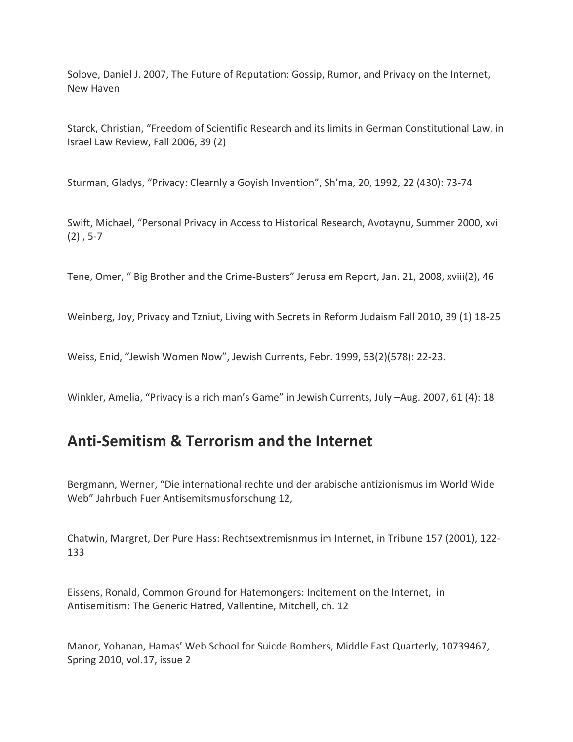Solove, Daniel J. 2007, The Future of Reputation: Gossip, Rumor, and Privacy on the Internet, New Haven

Starck, Christian, "Freedom of Scientific Research and its limits in German Constitutional Law, in Israel Law Review, Fall 2006, 39 (2)

Sturman, Gladys, "Privacy: Clearnly a Goyish Invention", Sh'ma, 20, 1992, 22 (430): 73-74

Swift, Michael, "Personal Privacy in Access to Historical Research, Avotaynu, Summer 2000, xvi (2) , 5-7

Tene, Omer, " Big Brother and the Crime-Busters" Jerusalem Report, Jan. 21, 2008, xviii(2), 46

Weinberg, Joy, Privacy and Tzniut, Living with Secrets in Reform Judaism Fall 2010, 39 (1) 18-25

Weiss, Enid, "Jewish Women Now", Jewish Currents, Febr. 1999, 53(2)(578): 22-23.

Winkler, Amelia, "Privacy is a rich man's Game" in Jewish Currents, July –Aug. 2007, 61 (4): 18

## Anti-Semitism & Terrorism and the Internet

Bergmann, Werner, "Die international rechte und der arabische antizionismus im World Wide Web" Jahrbuch Fuer Antisemitsmusforschung 12,

Chatwin, Margret, Der Pure Hass: Rechtsextremisnmus im Internet, in Tribune 157 (2001), 122-133

Eissens, Ronald, Common Ground for Hatemongers: Incitement on the Internet, in Antisemitism: The Generic Hatred, Vallentine, Mitchell, ch. 12

Manor, Yohanan, Hamas' Web School for Suicde Bombers, Middle East Quarterly, 10739467, Spring 2010, vol.17, issue 2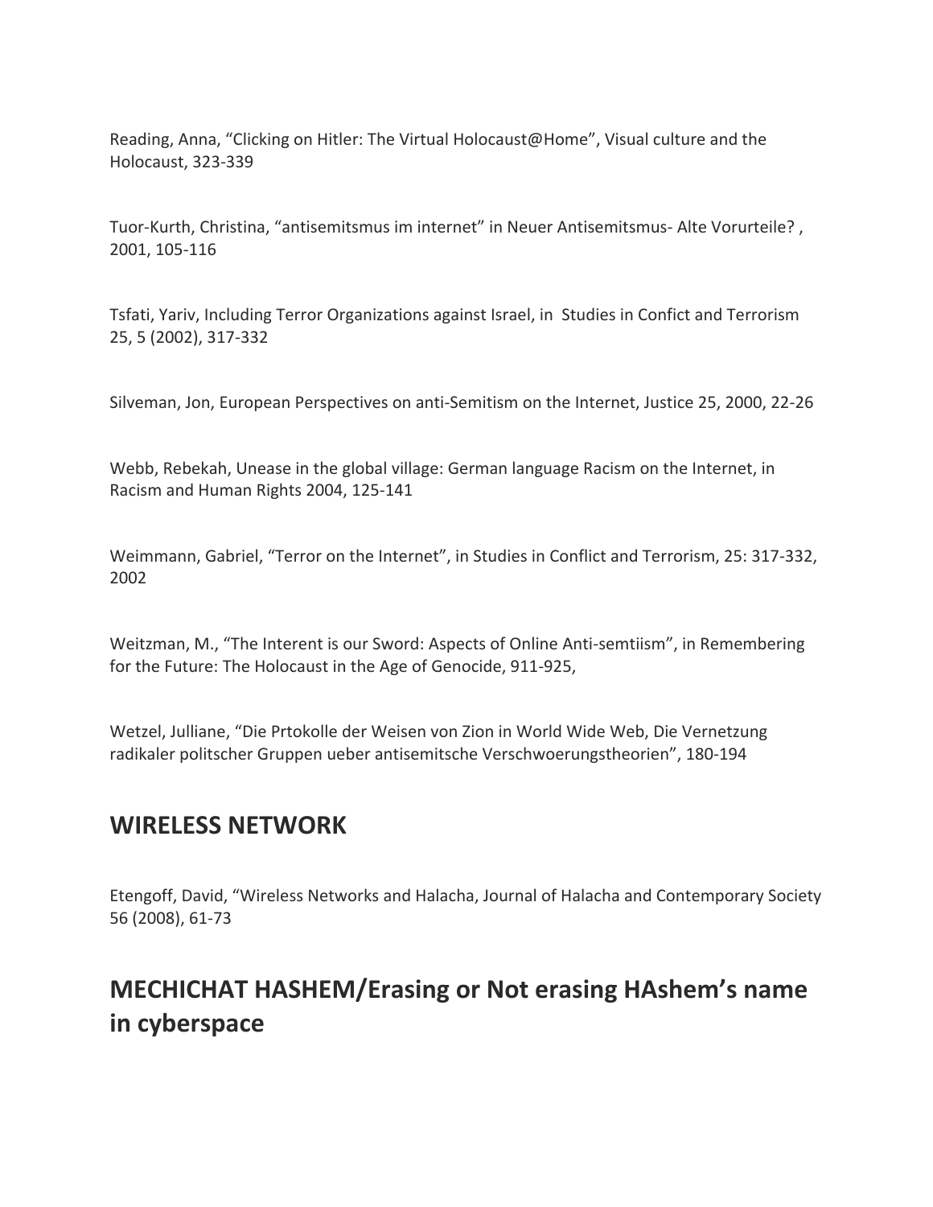Reading, Anna, "Clicking on Hitler: The Virtual Holocaust@Home", Visual culture and the Holocaust, 323-339

Tuor-Kurth, Christina, "antisemitsmus im internet" in Neuer Antisemitsmus- Alte Vorurteile? , 2001, 105-116

Tsfati, Yariv, Including Terror Organizations against Israel, in Studies in Confict and Terrorism 25, 5 (2002), 317-332

Silveman, Jon, European Perspectives on anti-Semitism on the Internet, Justice 25, 2000, 22-26

Webb, Rebekah, Unease in the global village: German language Racism on the Internet, in Racism and Human Rights 2004, 125-141

Weimmann, Gabriel, "Terror on the Internet", in Studies in Conflict and Terrorism, 25: 317-332, 2002

Weitzman, M., "The Interent is our Sword: Aspects of Online Anti-semtiism", in Remembering for the Future: The Holocaust in the Age of Genocide, 911-925,

Wetzel, Julliane, "Die Prtokolle der Weisen von Zion in World Wide Web, Die Vernetzung radikaler politscher Gruppen ueber antisemitsche Verschwoerungstheorien", 180-194

## WIRELESS NETWORK

Etengoff, David, "Wireless Networks and Halacha, Journal of Halacha and Contemporary Society 56 (2008), 61-73

## MECHICHAT HASHEM/Erasing or Not erasing HAshem's name in cyberspace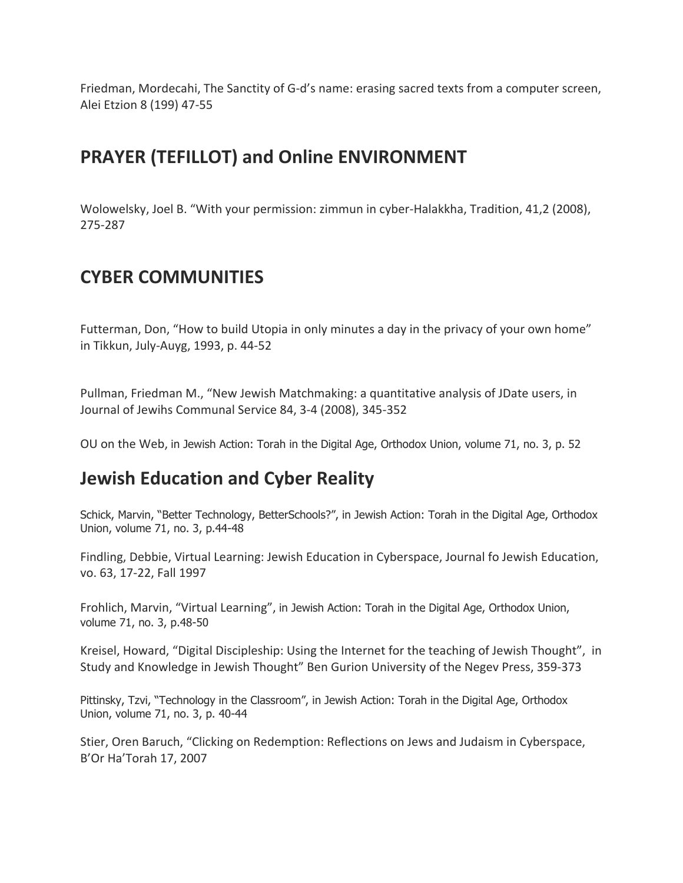Friedman, Mordecahi, The Sanctity of G-d's name: erasing sacred texts from a computer screen, Alei Etzion 8 (199) 47-55

## PRAYER (TEFILLOT) and Online ENVIRONMENT

Wolowelsky, Joel B. "With your permission: zimmun in cyber-Halakkha, Tradition, 41,2 (2008), 275-287

## CYBER COMMUNITIES

Futterman, Don, "How to build Utopia in only minutes a day in the privacy of your own home" in Tikkun, July-Auyg, 1993, p. 44-52

Pullman, Friedman M., "New Jewish Matchmaking: a quantitative analysis of JDate users, in Journal of Jewihs Communal Service 84, 3-4 (2008), 345-352

OU on the Web, in Jewish Action: Torah in the Digital Age, Orthodox Union, volume 71, no. 3, p. 52

## Jewish Education and Cyber Reality

Schick, Marvin, "Better Technology, BetterSchools?", in Jewish Action: Torah in the Digital Age, Orthodox Union, volume 71, no. 3, p.44-48

Findling, Debbie, Virtual Learning: Jewish Education in Cyberspace, Journal fo Jewish Education, vo. 63, 17-22, Fall 1997

Frohlich, Marvin, "Virtual Learning", in Jewish Action: Torah in the Digital Age, Orthodox Union, volume 71, no. 3, p.48-50

Kreisel, Howard, "Digital Discipleship: Using the Internet for the teaching of Jewish Thought", in Study and Knowledge in Jewish Thought" Ben Gurion University of the Negev Press, 359-373

Pittinsky, Tzvi, "Technology in the Classroom", in Jewish Action: Torah in the Digital Age, Orthodox Union, volume 71, no. 3, p. 40-44

Stier, Oren Baruch, "Clicking on Redemption: Reflections on Jews and Judaism in Cyberspace, B'Or Ha'Torah 17, 2007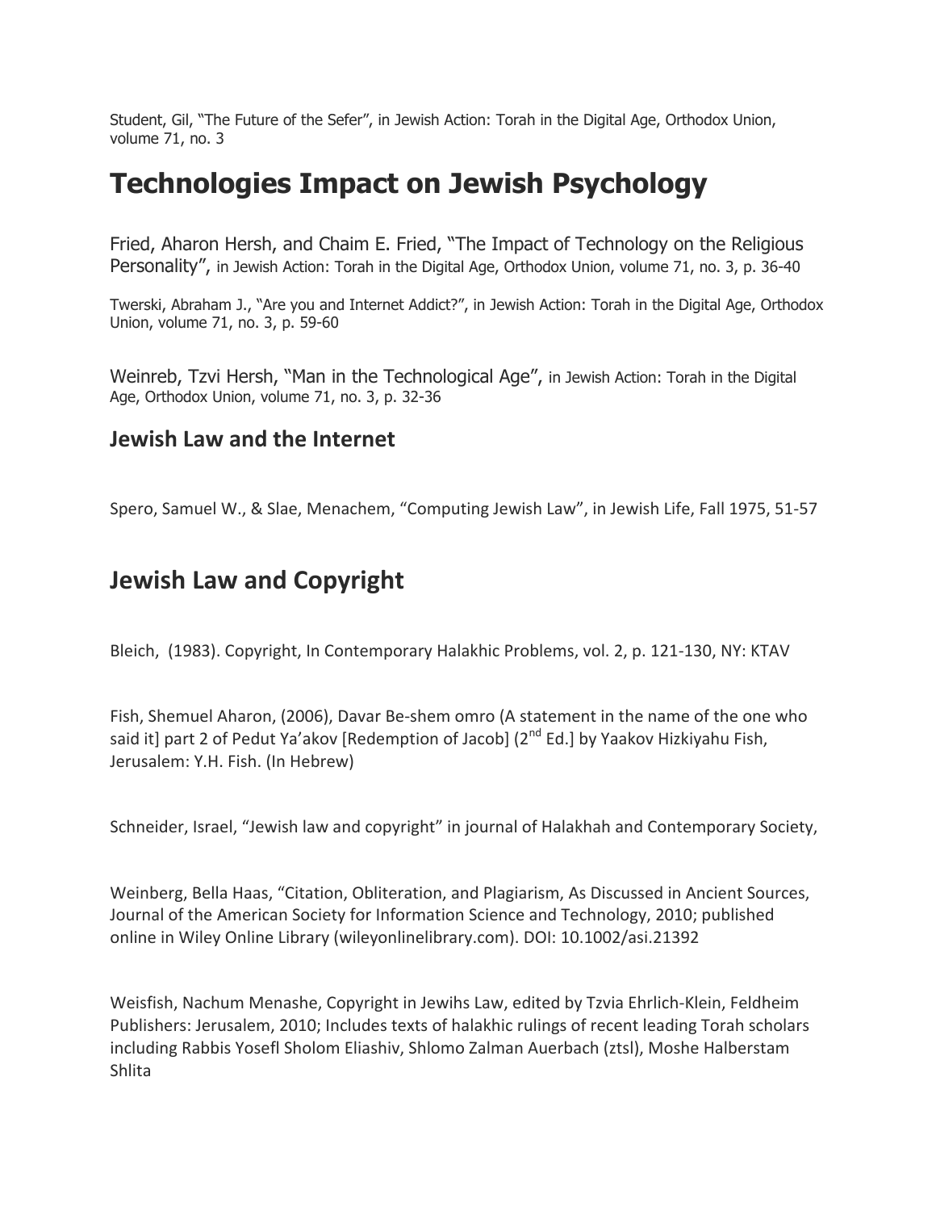Student, Gil, “The Future of the Sefer”, in Jewish Action: Torah in the Digital Age, Orthodox Union, volume 71, no. 3

# Technologies Impact on Jewish Psychology

Fried, Aharon Hersh, and Chaim E. Fried, “The Impact of Technology on the Religious Personality”, in Jewish Action: Torah in the Digital Age, Orthodox Union, volume 71, no. 3, p. 36-40

Twerski, Abraham J., “Are you and Internet Addict?”, in Jewish Action: Torah in the Digital Age, Orthodox Union, volume 71, no. 3, p. 59-60

Weinreb, Tzvi Hersh, “Man in the Technological Age”, in Jewish Action: Torah in the Digital Age, Orthodox Union, volume 71, no. 3, p. 32-36

## Jewish Law and the Internet

Spero, Samuel W., & Slae, Menachem, “Computing Jewish Law”, in Jewish Life, Fall 1975, 51-57

# Jewish Law and Copyright

Bleich, (1983). Copyright, In Contemporary Halakhic Problems, vol. 2, p. 121-130, NY: KTAV

Fish, Shemuel Aharon, (2006), Davar Be-shem omro (A statement in the name of the one who said it] part 2 of Pedut Ya’akov [Redemption of Jacob] (2nd Ed.] by Yaakov Hizkiyahu Fish, Jerusalem: Y.H. Fish. (In Hebrew)

Schneider, Israel, “Jewish law and copyright” in journal of Halakhah and Contemporary Society,

Weinberg, Bella Haas, “Citation, Obliteration, and Plagiarism, As Discussed in Ancient Sources, Journal of the American Society for Information Science and Technology, 2010; published online in Wiley Online Library (wileyonlinelibrary.com). DOI: 10.1002/asi.21392

Weisfish, Nachum Menashe, Copyright in Jewihs Law, edited by Tzvia Ehrlich-Klein, Feldheim Publishers: Jerusalem, 2010; Includes texts of halakhic rulings of recent leading Torah scholars including Rabbis Yosefl Sholom Eliashiv, Shlomo Zalman Auerbach (ztsl), Moshe Halberstam Shlita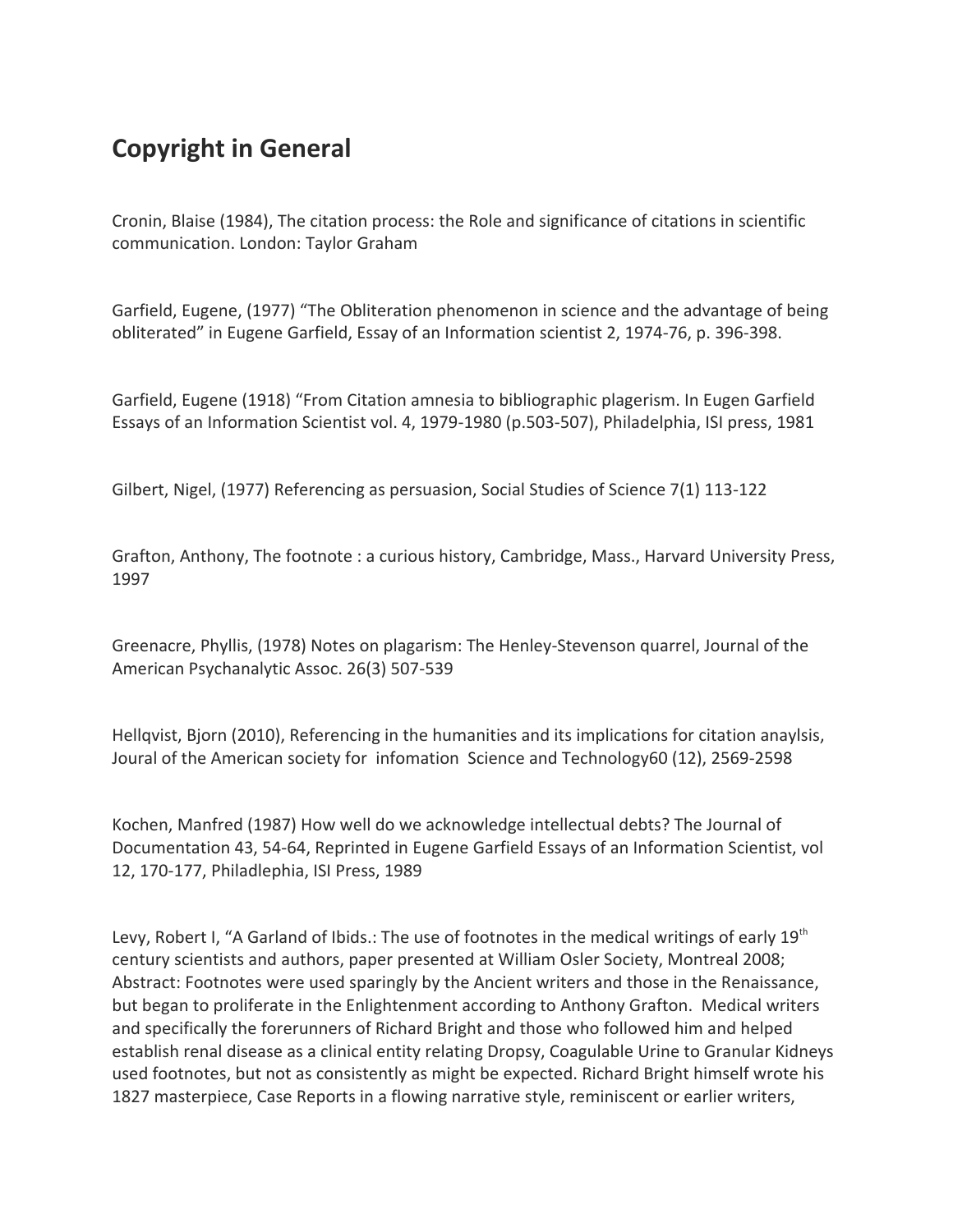## Copyright in General

Cronin, Blaise (1984), The citation process: the Role and significance of citations in scientific communication. London: Taylor Graham

Garfield, Eugene, (1977) "The Obliteration phenomenon in science and the advantage of being obliterated" in Eugene Garfield, Essay of an Information scientist 2, 1974-76, p. 396-398.

Garfield, Eugene (1918) "From Citation amnesia to bibliographic plagerism. In Eugen Garfield Essays of an Information Scientist vol. 4, 1979-1980 (p.503-507), Philadelphia, ISI press, 1981

Gilbert, Nigel, (1977) Referencing as persuasion, Social Studies of Science 7(1) 113-122

Grafton, Anthony, The footnote : a curious history, Cambridge, Mass., Harvard University Press, 1997

Greenacre, Phyllis, (1978) Notes on plagarism: The Henley-Stevenson quarrel, Journal of the American Psychanalytic Assoc. 26(3) 507-539

Hellqvist, Bjorn (2010), Referencing in the humanities and its implications for citation anaylsis, Joural of the American society for infomation Science and Technology60 (12), 2569-2598

Kochen, Manfred (1987) How well do we acknowledge intellectual debts? The Journal of Documentation 43, 54-64, Reprinted in Eugene Garfield Essays of an Information Scientist, vol 12, 170-177, Philadlephia, ISI Press, 1989

Levy, Robert I, "A Garland of Ibids.: The use of footnotes in the medical writings of early 19th century scientists and authors, paper presented at William Osler Society, Montreal 2008; Abstract: Footnotes were used sparingly by the Ancient writers and those in the Renaissance, but began to proliferate in the Enlightenment according to Anthony Grafton. Medical writers and specifically the forerunners of Richard Bright and those who followed him and helped establish renal disease as a clinical entity relating Dropsy, Coagulable Urine to Granular Kidneys used footnotes, but not as consistently as might be expected. Richard Bright himself wrote his 1827 masterpiece, Case Reports in a flowing narrative style, reminiscent or earlier writers,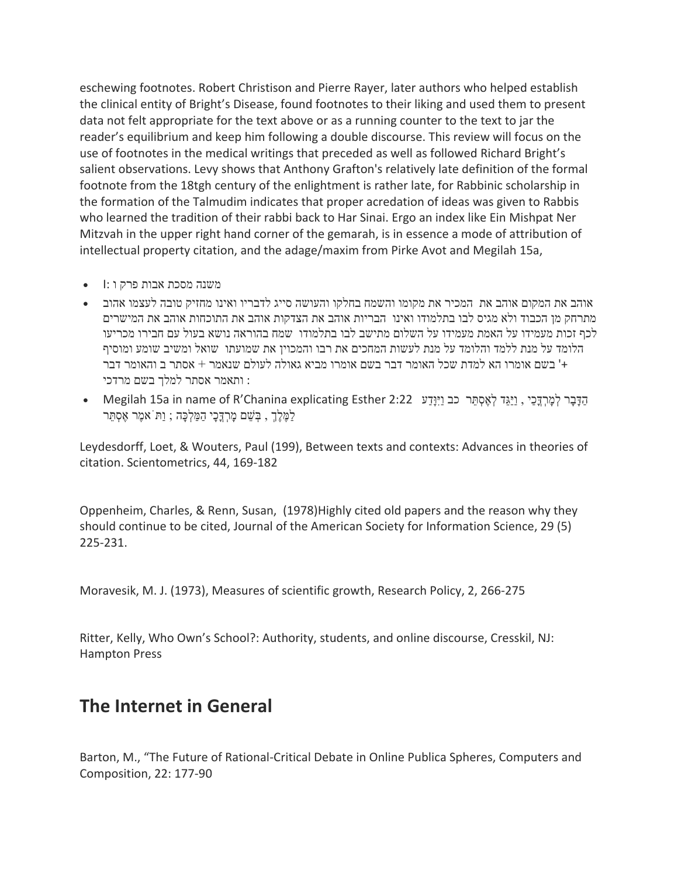eschewing footnotes. Robert Christison and Pierre Rayer, later authors who helped establish the clinical entity of Bright's Disease, found footnotes to their liking and used them to present data not felt appropriate for the text above or as a running counter to the text to jar the reader's equilibrium and keep him following a double discourse. This review will focus on the use of footnotes in the medical writings that preceded as well as followed Richard Bright's salient observations. Levy shows that Anthony Grafton's relatively late definition of the formal footnote from the 18tgh century of the enlightment is rather late, for Rabbinic scholarship in the formation of the Talmudim indicates that proper acredation of ideas was given to Rabbis who learned the tradition of their rabbi back to Har Sinai. Ergo an index like Ein Mishpat Ner Mitzvah in the upper right hand corner of the gemarah, is in essence a mode of attribution of intellectual property citation, and the adage/maxim from Pirke Avot and Megilah 15a,

- משנה מסכת אבות פרק ו :ו
- אוהב את המקום אוהב את המכיר את מקומו והשמח בחלקו והעושה סייג לדבריו ואינו מחזיק טובה לעצמו אהוב מתרחק מן הכבוד ולא מגיס לבו בתלמודו ואינו הבריות אוהב את הצדקות אוהב את התוכחות אוהב את המישרים לכף זכות מעמידו על האמת מעמידו על השלום מתישב לבו בתלמודו שמח בהוראה נושא בעול עם חבירו מכריעו הלומד על מנת ללמד והלומד על מנת לעשות המחכים את רבו והמכוין את שמועתו שואל ומשיב שומע ומוסיף בשם אומרו הא למדת שכל האומר דבר בשם אומרו מביא גאולה לעולם שנאמר + אסתר ב והאומר דבר '+ ותאמר אסתר למלך בשם מרדכי :
- Megilah 15a in name of R'Chanina explicating Esther 2:22 כב וַיִּוָּדַע הַדָּבָר לְמָרְדֳּכַי , וַיַּגֵּד לְאֶסְתֵּר הַמַּלְכָּה ; וַתֹּאמֶר אֶסְתֵּר לַמֶּלֶךְ , בְּשֵׁם מָרְדֳּכָי

Leydesdorff, Loet, & Wouters, Paul (199), Between texts and contexts: Advances in theories of citation. Scientometrics, 44, 169-182

Oppenheim, Charles, & Renn, Susan, (1978)Highly cited old papers and the reason why they should continue to be cited, Journal of the American Society for Information Science, 29 (5) 225-231.

Moravesik, M. J. (1973), Measures of scientific growth, Research Policy, 2, 266-275

Ritter, Kelly, Who Own's School?: Authority, students, and online discourse, Cresskil, NJ: Hampton Press

## The Internet in General

Barton, M., "The Future of Rational-Critical Debate in Online Publica Spheres, Computers and Composition, 22: 177-90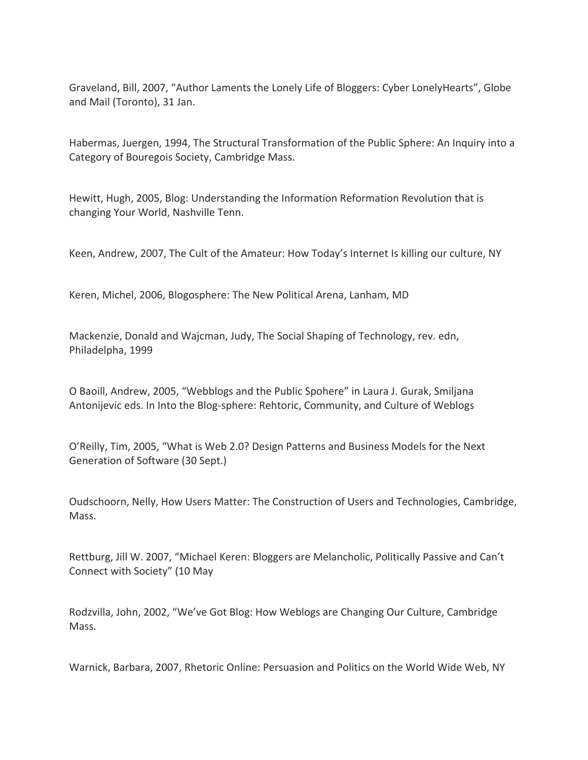Graveland, Bill, 2007, “Author Laments the Lonely Life of Bloggers: Cyber LonelyHearts”, Globe and Mail (Toronto), 31 Jan.

Habermas, Juergen, 1994, The Structural Transformation of the Public Sphere: An Inquiry into a Category of Bouregois Society, Cambridge Mass.

Hewitt, Hugh, 2005, Blog: Understanding the Information Reformation Revolution that is changing Your World, Nashville Tenn.

Keen, Andrew, 2007, The Cult of the Amateur: How Today’s Internet Is killing our culture, NY

Keren, Michel, 2006, Blogosphere: The New Political Arena, Lanham, MD

Mackenzie, Donald and Wajcman, Judy, The Social Shaping of Technology, rev. edn, Philadelpha, 1999

O Baoill, Andrew, 2005, “Webblogs and the Public Spohere” in Laura J. Gurak, Smiljana Antonijevic eds. In Into the Blog-sphere: Rehtoric, Community, and Culture of Weblogs

O’Reilly, Tim, 2005, “What is Web 2.0? Design Patterns and Business Models for the Next Generation of Software (30 Sept.)

Oudschoorn, Nelly, How Users Matter: The Construction of Users and Technologies, Cambridge, Mass.

Rettburg, Jill W. 2007, “Michael Keren: Bloggers are Melancholic, Politically Passive and Can’t Connect with Society” (10 May

Rodzvilla, John, 2002, “We’ve Got Blog: How Weblogs are Changing Our Culture, Cambridge Mass.

Warnick, Barbara, 2007, Rhetoric Online: Persuasion and Politics on the World Wide Web, NY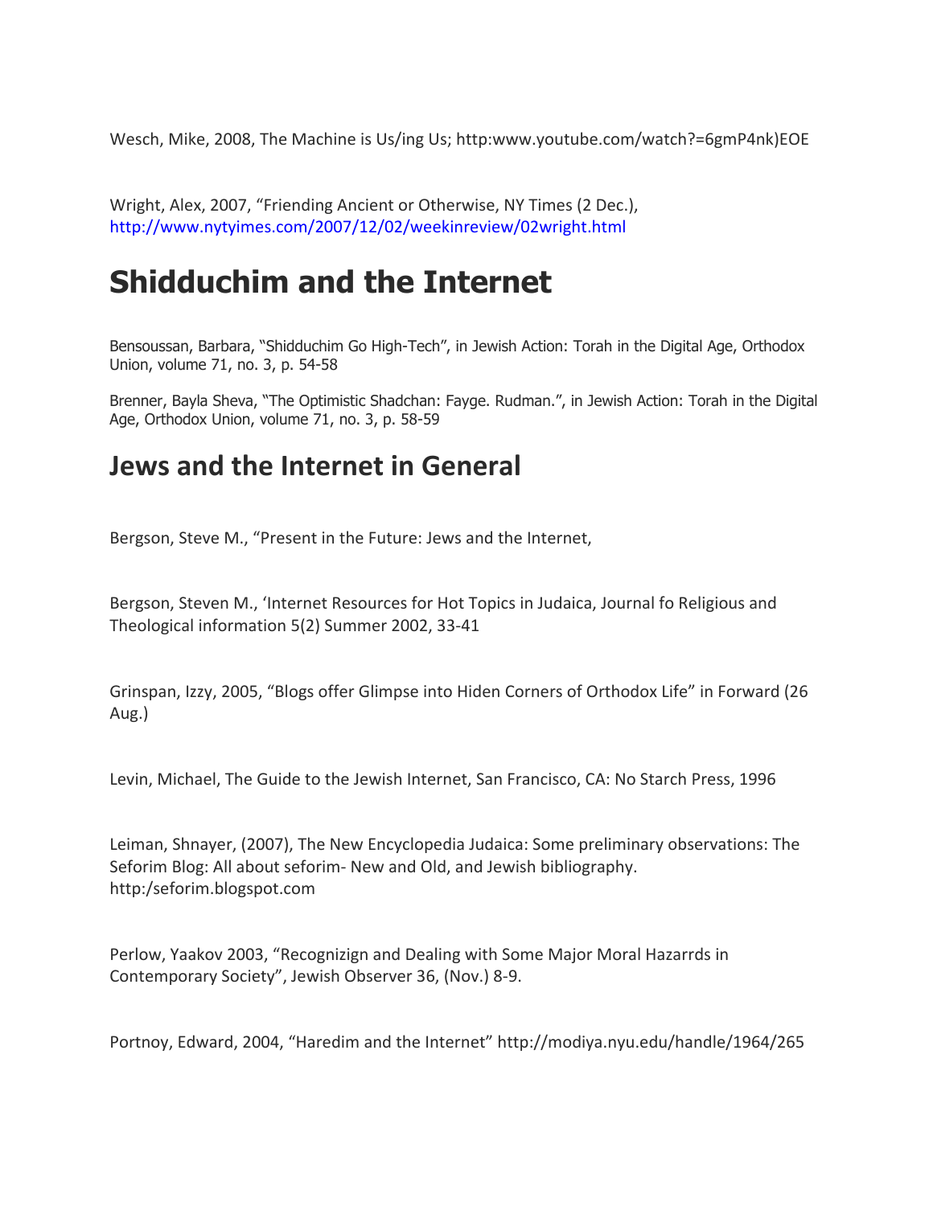Wesch, Mike, 2008, The Machine is Us/ing Us; http:www.youtube.com/watch?=6gmP4nk)EOE

Wright, Alex, 2007, "Friending Ancient or Otherwise, NY Times (2 Dec.), http://www.nytyimes.com/2007/12/02/weekinreview/02wright.html

# Shidduchim and the Internet

Bensoussan, Barbara, "Shidduchim Go High-Tech", in Jewish Action: Torah in the Digital Age, Orthodox Union, volume 71, no. 3, p. 54-58

Brenner, Bayla Sheva, "The Optimistic Shadchan: Fayge. Rudman.", in Jewish Action: Torah in the Digital Age, Orthodox Union, volume 71, no. 3, p. 58-59

## Jews and the Internet in General

Bergson, Steve M., "Present in the Future: Jews and the Internet,

Bergson, Steven M., 'Internet Resources for Hot Topics in Judaica, Journal fo Religious and Theological information 5(2) Summer 2002, 33-41

Grinspan, Izzy, 2005, "Blogs offer Glimpse into Hiden Corners of Orthodox Life" in Forward (26 Aug.)

Levin, Michael, The Guide to the Jewish Internet, San Francisco, CA: No Starch Press, 1996

Leiman, Shnayer, (2007), The New Encyclopedia Judaica: Some preliminary observations: The Seforim Blog: All about seforim- New and Old, and Jewish bibliography. http:/seforim.blogspot.com

Perlow, Yaakov 2003, "Recognizign and Dealing with Some Major Moral Hazarrds in Contemporary Society", Jewish Observer 36, (Nov.) 8-9.

Portnoy, Edward, 2004, "Haredim and the Internet" http://modiya.nyu.edu/handle/1964/265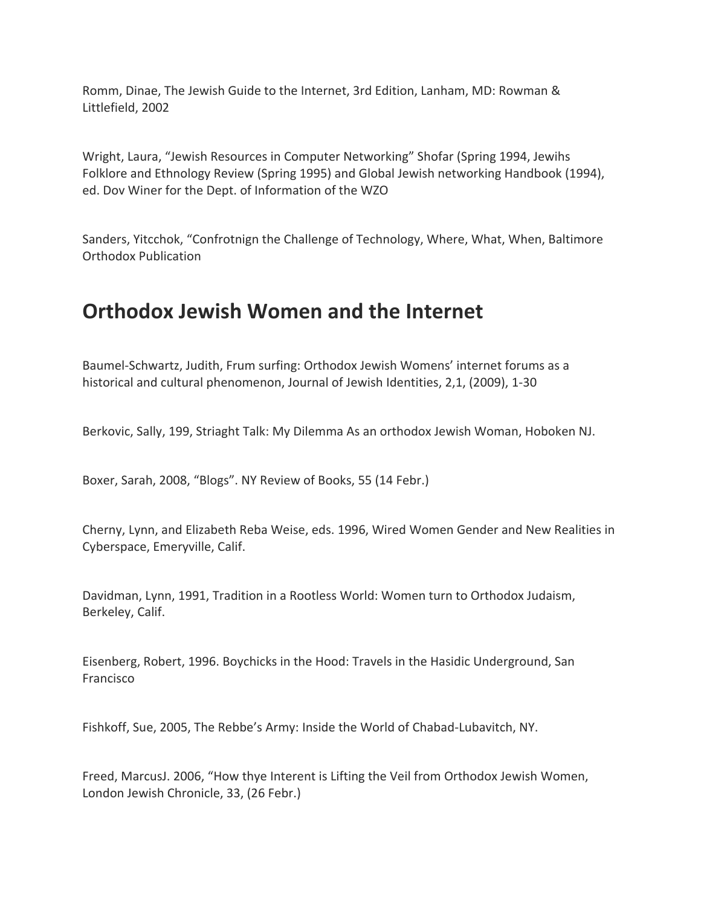Romm, Dinae, The Jewish Guide to the Internet, 3rd Edition, Lanham, MD: Rowman & Littlefield, 2002

Wright, Laura, "Jewish Resources in Computer Networking" Shofar (Spring 1994, Jewihs Folklore and Ethnology Review (Spring 1995) and Global Jewish networking Handbook (1994), ed. Dov Winer for the Dept. of Information of the WZO

Sanders, Yitcchok, "Confrotnign the Challenge of Technology, Where, What, When, Baltimore Orthodox Publication

## Orthodox Jewish Women and the Internet

Baumel-Schwartz, Judith, Frum surfing: Orthodox Jewish Womens' internet forums as a historical and cultural phenomenon, Journal of Jewish Identities, 2,1, (2009), 1-30

Berkovic, Sally, 199, Striaght Talk: My Dilemma As an orthodox Jewish Woman, Hoboken NJ.

Boxer, Sarah, 2008, "Blogs". NY Review of Books, 55 (14 Febr.)

Cherny, Lynn, and Elizabeth Reba Weise, eds. 1996, Wired Women Gender and New Realities in Cyberspace, Emeryville, Calif.

Davidman, Lynn, 1991, Tradition in a Rootless World: Women turn to Orthodox Judaism, Berkeley, Calif.

Eisenberg, Robert, 1996. Boychicks in the Hood: Travels in the Hasidic Underground, San Francisco

Fishkoff, Sue, 2005, The Rebbe's Army: Inside the World of Chabad-Lubavitch, NY.

Freed, MarcusJ. 2006, "How thye Interent is Lifting the Veil from Orthodox Jewish Women, London Jewish Chronicle, 33, (26 Febr.)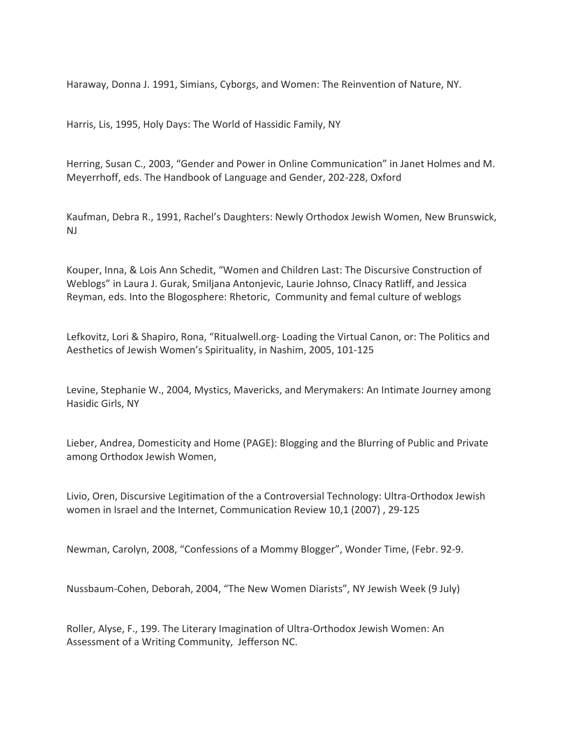Haraway, Donna J. 1991, Simians, Cyborgs, and Women: The Reinvention of Nature, NY.

Harris, Lis, 1995, Holy Days: The World of Hassidic Family, NY

Herring, Susan C., 2003, "Gender and Power in Online Communication" in Janet Holmes and M. Meyerrhoff, eds. The Handbook of Language and Gender, 202-228, Oxford

Kaufman, Debra R., 1991, Rachel's Daughters: Newly Orthodox Jewish Women, New Brunswick, NJ

Kouper, Inna, & Lois Ann Schedit, "Women and Children Last: The Discursive Construction of Weblogs" in Laura J. Gurak, Smiljana Antonjevic, Laurie Johnso, Clnacy Ratliff, and Jessica Reyman, eds. Into the Blogosphere: Rhetoric, Community and femal culture of weblogs

Lefkovitz, Lori & Shapiro, Rona, "Ritualwell.org- Loading the Virtual Canon, or: The Politics and Aesthetics of Jewish Women's Spirituality, in Nashim, 2005, 101-125

Levine, Stephanie W., 2004, Mystics, Mavericks, and Merymakers: An Intimate Journey among Hasidic Girls, NY

Lieber, Andrea, Domesticity and Home (PAGE): Blogging and the Blurring of Public and Private among Orthodox Jewish Women,

Livio, Oren, Discursive Legitimation of the a Controversial Technology: Ultra-Orthodox Jewish women in Israel and the Internet, Communication Review 10,1 (2007) , 29-125

Newman, Carolyn, 2008, "Confessions of a Mommy Blogger", Wonder Time, (Febr. 92-9.

Nussbaum-Cohen, Deborah, 2004, "The New Women Diarists", NY Jewish Week (9 July)

Roller, Alyse, F., 199. The Literary Imagination of Ultra-Orthodox Jewish Women: An Assessment of a Writing Community, Jefferson NC.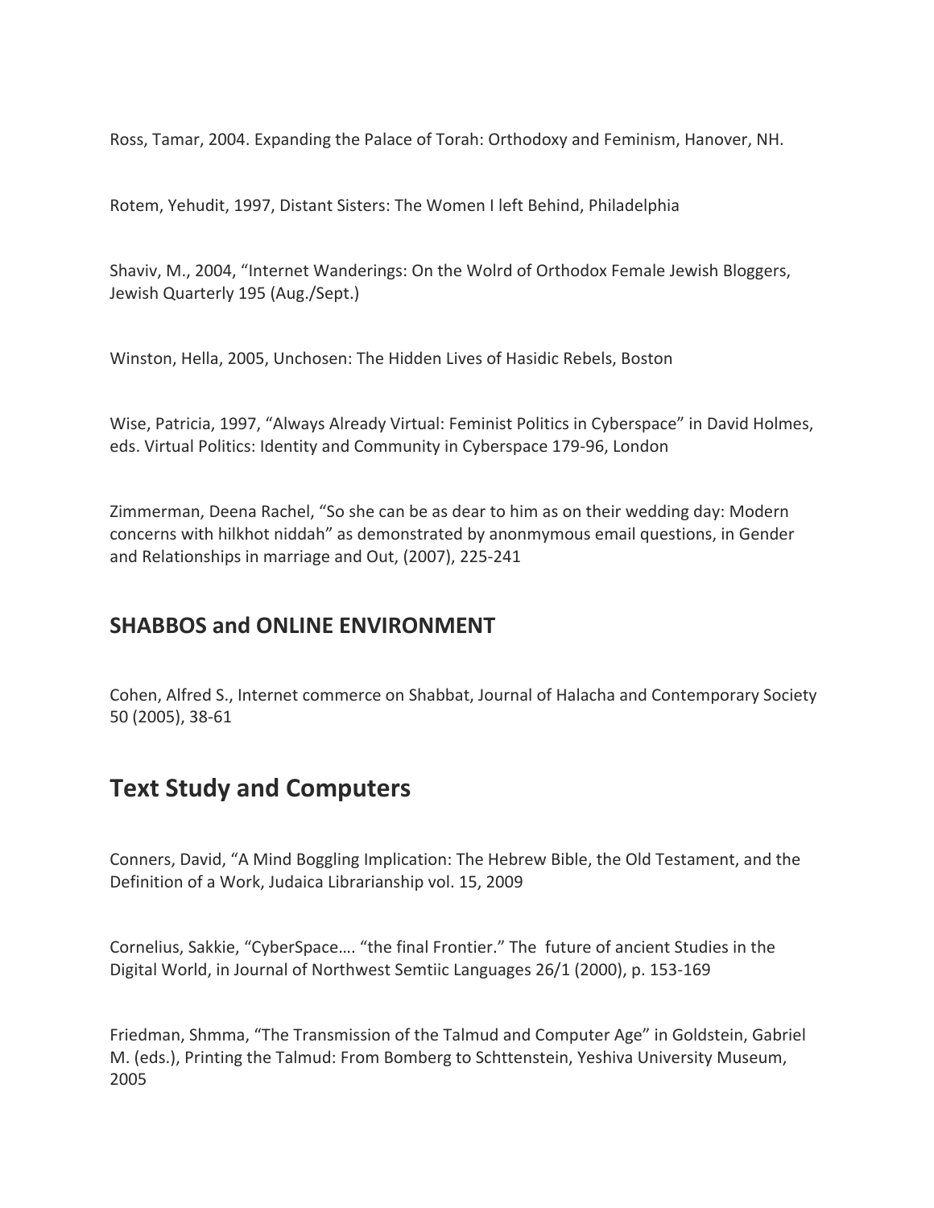Ross, Tamar, 2004. Expanding the Palace of Torah: Orthodoxy and Feminism, Hanover, NH.

Rotem, Yehudit, 1997, Distant Sisters: The Women I left Behind, Philadelphia

Shaviv, M., 2004, “Internet Wanderings: On the Wolrd of Orthodox Female Jewish Bloggers, Jewish Quarterly 195 (Aug./Sept.)

Winston, Hella, 2005, Unchosen: The Hidden Lives of Hasidic Rebels, Boston

Wise, Patricia, 1997, “Always Already Virtual: Feminist Politics in Cyberspace” in David Holmes, eds. Virtual Politics: Identity and Community in Cyberspace 179-96, London

Zimmerman, Deena Rachel, “So she can be as dear to him as on their wedding day: Modern concerns with hilkhot niddah” as demonstrated by anonmymous email questions, in Gender and Relationships in marriage and Out, (2007), 225-241

### SHABBOS and ONLINE ENVIRONMENT

Cohen, Alfred S., Internet commerce on Shabbat, Journal of Halacha and Contemporary Society 50 (2005), 38-61

## Text Study and Computers

Conners, David, “A Mind Boggling Implication: The Hebrew Bible, the Old Testament, and the Definition of a Work, Judaica Librarianship vol. 15, 2009

Cornelius, Sakkie, “CyberSpace…. “the final Frontier.” The future of ancient Studies in the Digital World, in Journal of Northwest Semtiic Languages 26/1 (2000), p. 153-169

Friedman, Shmma, “The Transmission of the Talmud and Computer Age” in Goldstein, Gabriel M. (eds.), Printing the Talmud: From Bomberg to Schttenstein, Yeshiva University Museum, 2005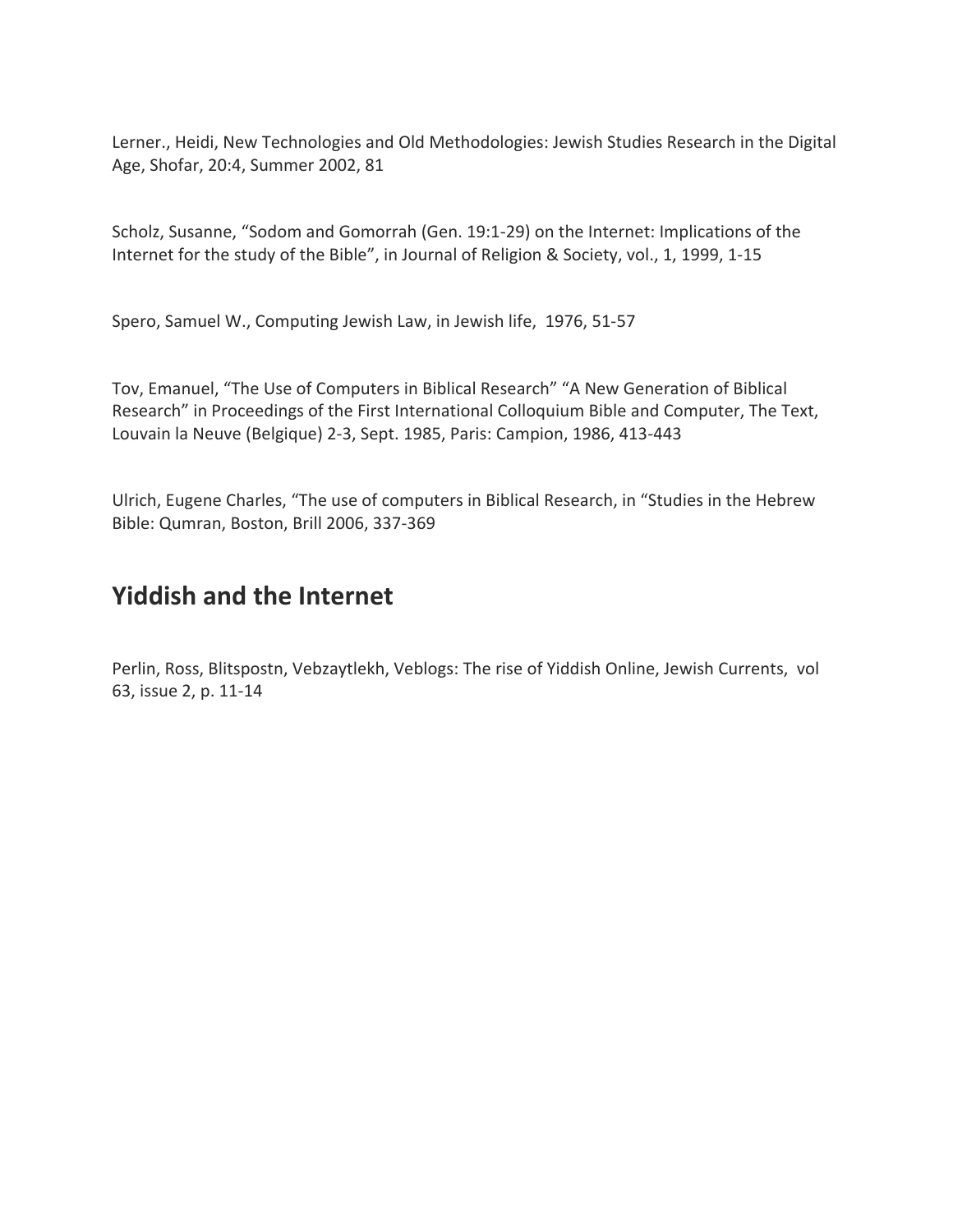Lerner., Heidi, New Technologies and Old Methodologies: Jewish Studies Research in the Digital Age, Shofar, 20:4, Summer 2002, 81

Scholz, Susanne, "Sodom and Gomorrah (Gen. 19:1-29) on the Internet: Implications of the Internet for the study of the Bible", in Journal of Religion & Society, vol., 1, 1999, 1-15

Spero, Samuel W., Computing Jewish Law, in Jewish life, 1976, 51-57

Tov, Emanuel, "The Use of Computers in Biblical Research" "A New Generation of Biblical Research" in Proceedings of the First International Colloquium Bible and Computer, The Text, Louvain la Neuve (Belgique) 2-3, Sept. 1985, Paris: Campion, 1986, 413-443

Ulrich, Eugene Charles, "The use of computers in Biblical Research, in "Studies in the Hebrew Bible: Qumran, Boston, Brill 2006, 337-369

## Yiddish and the Internet

Perlin, Ross, Blitspostn, Vebzaytlekh, Veblogs: The rise of Yiddish Online, Jewish Currents, vol 63, issue 2, p. 11-14